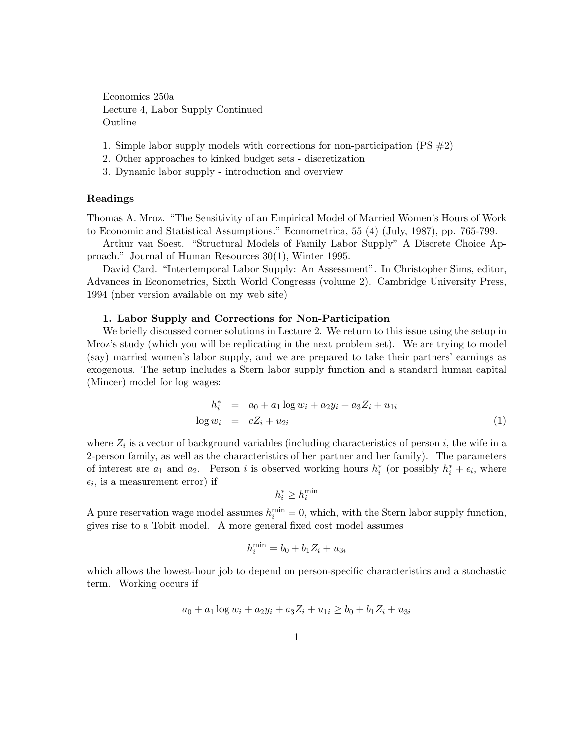Economics 250a
Lecture 4, Labor Supply Continued
Outline

1. Simple labor supply models with corrections for non-participation (PS #2)
2. Other approaches to kinked budget sets - discretization
3. Dynamic labor supply - introduction and overview

### Readings

Thomas A. Mroz. "The Sensitivity of an Empirical Model of Married Women's Hours of Work to Economic and Statistical Assumptions." Econometrica, 55 (4) (July, 1987), pp. 765-799.

Arthur van Soest. "Structural Models of Family Labor Supply" A Discrete Choice Approach." Journal of Human Resources 30(1), Winter 1995.

David Card. "Intertemporal Labor Supply: An Assessment". In Christopher Sims, editor, Advances in Econometrics, Sixth World Congresss (volume 2). Cambridge University Press, 1994 (nber version available on my web site)

### 1. Labor Supply and Corrections for Non-Participation

We briefly discussed corner solutions in Lecture 2. We return to this issue using the setup in Mroz's study (which you will be replicating in the next problem set). We are trying to model (say) married women's labor supply, and we are prepared to take their partners' earnings as exogenous. The setup includes a Stern labor supply function and a standard human capital (Mincer) model for log wages:

$$
\begin{aligned}
h_i^* &= a_0 + a_1 \log w_i + a_2 y_i + a_3 Z_i + u_{1i} \\
\log w_i &= c Z_i + u_{2i}
\end{aligned}
\tag{1}
$$

where $Z_i$ is a vector of background variables (including characteristics of person $i$, the wife in a 2-person family, as well as the characteristics of her partner and her family). The parameters of interest are $a_1$ and $a_2$. Person $i$ is observed working hours $h_i^*$ (or possibly $h_i^* + \epsilon_i$, where $\epsilon_i$, is a measurement error) if

$$
h_i^* \geq h_i^{\min}
$$

A pure reservation wage model assumes $h_i^{\min} = 0$, which, with the Stern labor supply function, gives rise to a Tobit model. A more general fixed cost model assumes

$$
h_i^{\min} = b_0 + b_1 Z_i + u_{3i}
$$

which allows the lowest-hour job to depend on person-specific characteristics and a stochastic term. Working occurs if

$$
a_0 + a_1 \log w_i + a_2 y_i + a_3 Z_i + u_{1i} \geq b_0 + b_1 Z_i + u_{3i}
$$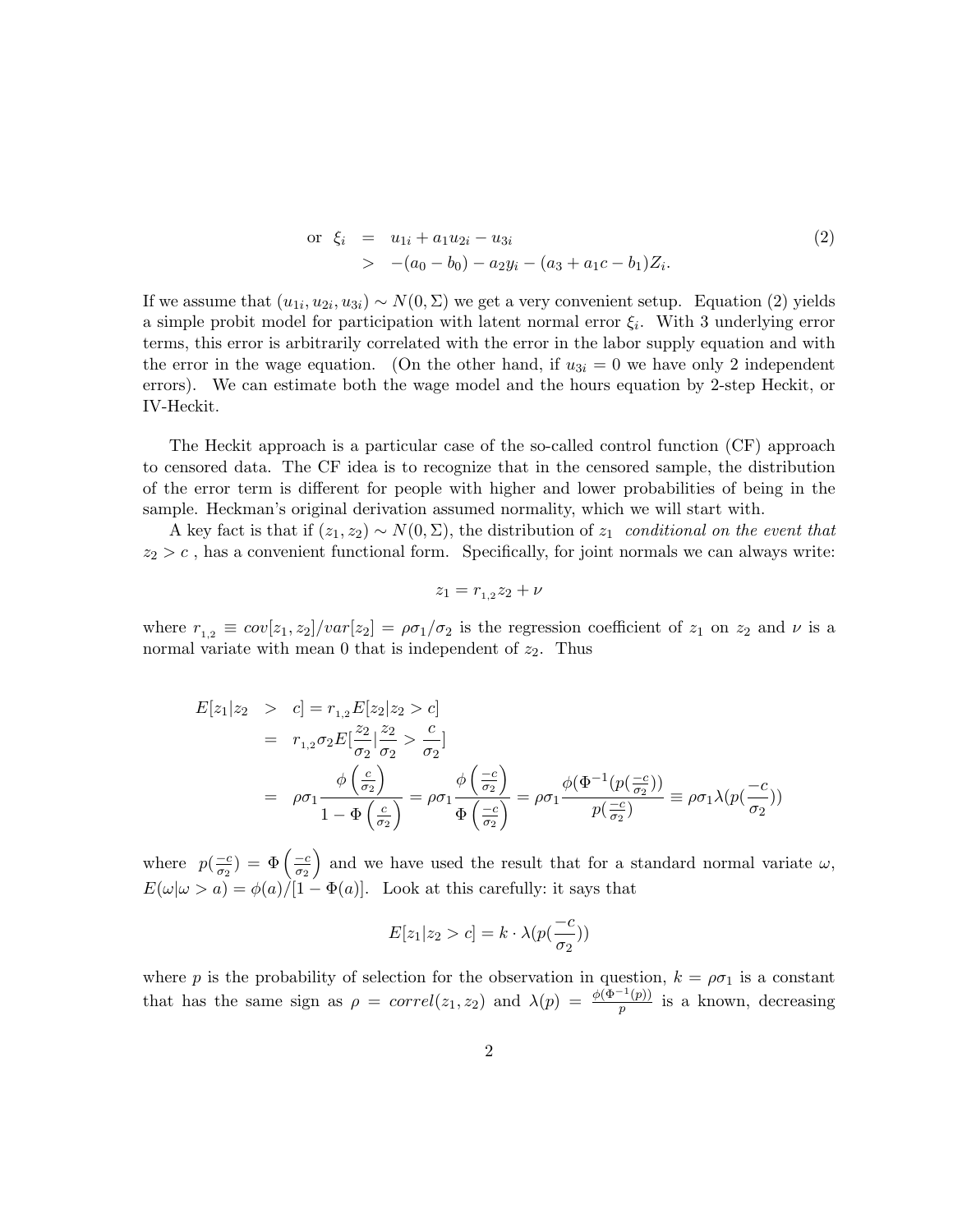$$
\begin{aligned}
\text{or } \xi_i &= u_{1i} + a_1 u_{2i} - u_{3i} \\
&> -(a_0 - b_0) - a_2 y_i - (a_3 + a_1 c - b_1) Z_i.
\end{aligned} \tag{2}
$$

If we assume that $(u_{1i}, u_{2i}, u_{3i}) \sim N(0, \Sigma)$ we get a very convenient setup. Equation (2) yields a simple probit model for participation with latent normal error $\xi_i$. With 3 underlying error terms, this error is arbitrarily correlated with the error in the labor supply equation and with the error in the wage equation. (On the other hand, if $u_{3i} = 0$ we have only 2 independent errors). We can estimate both the wage model and the hours equation by 2-step Heckit, or IV-Heckit.

The Heckit approach is a particular case of the so-called control function (CF) approach to censored data. The CF idea is to recognize that in the censored sample, the distribution of the error term is different for people with higher and lower probabilities of being in the sample. Heckman's original derivation assumed normality, which we will start with.

A key fact is that if $(z_1, z_2) \sim N(0, \Sigma)$, the distribution of $z_1$ *conditional on the event that* $z_2 > c$, has a convenient functional form. Specifically, for joint normals we can always write:

$$
z_1 = r_{1,2} z_2 + \nu
$$

where $r_{1,2} \equiv cov[z_1, z_2]/var[z_2] = \rho\sigma_1/\sigma_2$ is the regression coefficient of $z_1$ on $z_2$ and $\nu$ is a normal variate with mean 0 that is independent of $z_2$. Thus

$$
\begin{aligned}
E[z_1 | z_2 &> c] = r_{1,2} E[z_2 | z_2 > c] \\
&= r_{1,2} \sigma_2 E[\frac{z_2}{\sigma_2} | \frac{z_2}{\sigma_2} > \frac{c}{\sigma_2}] \\
&= \rho\sigma_1 \frac{\phi\left(\frac{c}{\sigma_2}\right)}{1 - \Phi\left(\frac{c}{\sigma_2}\right)} = \rho\sigma_1 \frac{\phi\left(\frac{-c}{\sigma_2}\right)}{\Phi\left(\frac{-c}{\sigma_2}\right)} = \rho\sigma_1 \frac{\phi(\Phi^{-1}(p(\frac{-c}{\sigma_2}))}{p(\frac{-c}{\sigma_2})} \equiv \rho\sigma_1 \lambda(p(\frac{-c}{\sigma_2}))
\end{aligned}
$$

where $p(\frac{-c}{\sigma_2}) = \Phi\left(\frac{-c}{\sigma_2}\right)$ and we have used the result that for a standard normal variate $\omega$, $E(\omega | \omega > a) = \phi(a)/[1 - \Phi(a)]$. Look at this carefully: it says that

$$
E[z_1 | z_2 > c] = k \cdot \lambda(p(\frac{-c}{\sigma_2}))
$$

where $p$ is the probability of selection for the observation in question, $k = \rho\sigma_1$ is a constant that has the same sign as $\rho = correl(z_1, z_2)$ and $\lambda(p) = \frac{\phi(\Phi^{-1}(p))}{p}$ is a known, decreasing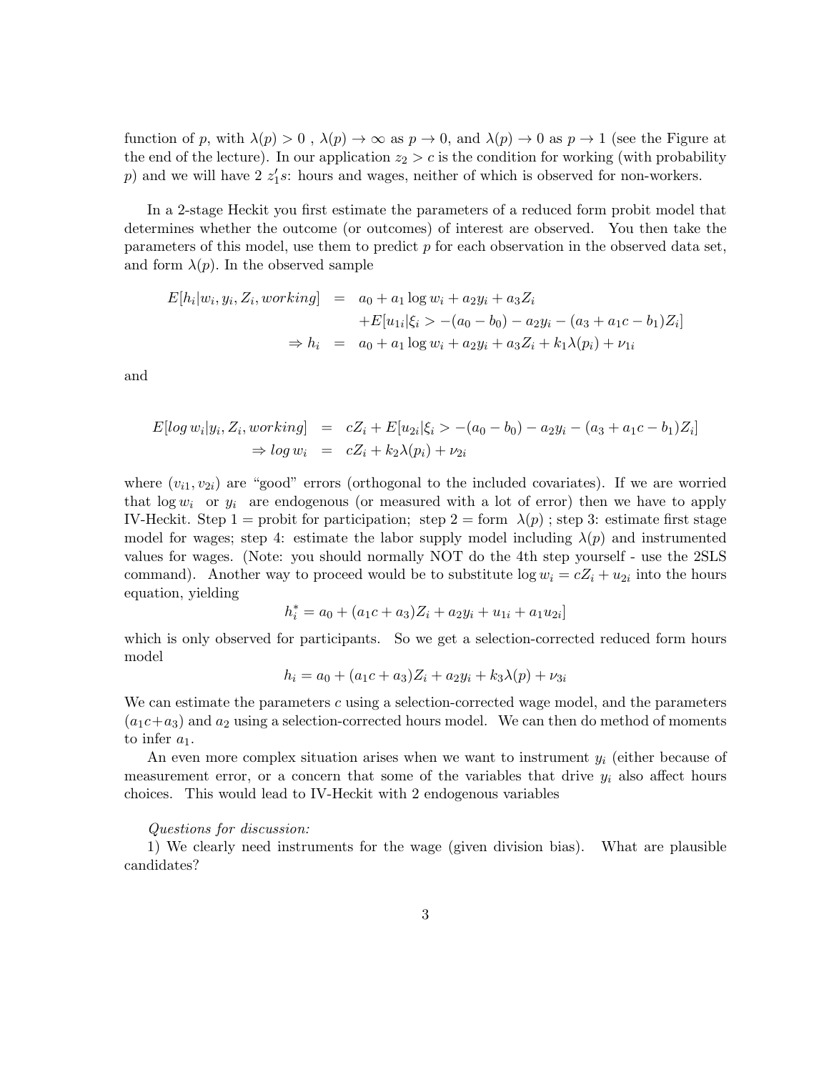function of $p$, with $\lambda(p) > 0$ , $\lambda(p) \to \infty$ as $p \to 0$, and $\lambda(p) \to 0$ as $p \to 1$ (see the Figure at the end of the lecture). In our application $z_2 > c$ is the condition for working (with probability $p$) and we will have 2 $z_1's$: hours and wages, neither of which is observed for non-workers.

In a 2-stage Heckit you first estimate the parameters of a reduced form probit model that determines whether the outcome (or outcomes) of interest are observed. You then take the parameters of this model, use them to predict $p$ for each observation in the observed data set, and form $\lambda(p)$. In the observed sample

$$
\begin{aligned}
E[h_i|w_i, y_i, Z_i, working] &= a_0 + a_1 \log w_i + a_2 y_i + a_3 Z_i \\
&\quad + E[u_{1i}|\xi_i > -(a_0 - b_0) - a_2 y_i - (a_3 + a_1 c - b_1) Z_i] \\
\Rightarrow h_i &= a_0 + a_1 \log w_i + a_2 y_i + a_3 Z_i + k_1 \lambda(p_i) + \nu_{1i}
\end{aligned}
$$

and

$$
\begin{aligned}
E[\log w_i|y_i, Z_i, working] &= cZ_i + E[u_{2i}|\xi_i > -(a_0 - b_0) - a_2 y_i - (a_3 + a_1 c - b_1) Z_i] \\
\Rightarrow \log w_i &= cZ_i + k_2 \lambda(p_i) + \nu_{2i}
\end{aligned}
$$

where $(v_{i1}, v_{2i})$ are "good" errors (orthogonal to the included covariates). If we are worried that $\log w_i$ or $y_i$ are endogenous (or measured with a lot of error) then we have to apply IV-Heckit. Step 1 = probit for participation; step 2 = form $\lambda(p)$ ; step 3: estimate first stage model for wages; step 4: estimate the labor supply model including $\lambda(p)$ and instrumented values for wages. (Note: you should normally NOT do the 4th step yourself - use the 2SLS command). Another way to proceed would be to substitute $\log w_i = cZ_i + u_{2i}$ into the hours equation, yielding

$$
h_i^* = a_0 + (a_1 c + a_3) Z_i + a_2 y_i + u_{1i} + a_1 u_{2i}]
$$

which is only observed for participants. So we get a selection-corrected reduced form hours model

$$
h_i = a_0 + (a_1 c + a_3) Z_i + a_2 y_i + k_3 \lambda(p) + \nu_{3i}
$$

We can estimate the parameters $c$ using a selection-corrected wage model, and the parameters $(a_1 c + a_3)$ and $a_2$ using a selection-corrected hours model. We can then do method of moments to infer $a_1$.

An even more complex situation arises when we want to instrument $y_i$ (either because of measurement error, or a concern that some of the variables that drive $y_i$ also affect hours choices. This would lead to IV-Heckit with 2 endogenous variables

*Questions for discussion:*

1) We clearly need instruments for the wage (given division bias). What are plausible candidates?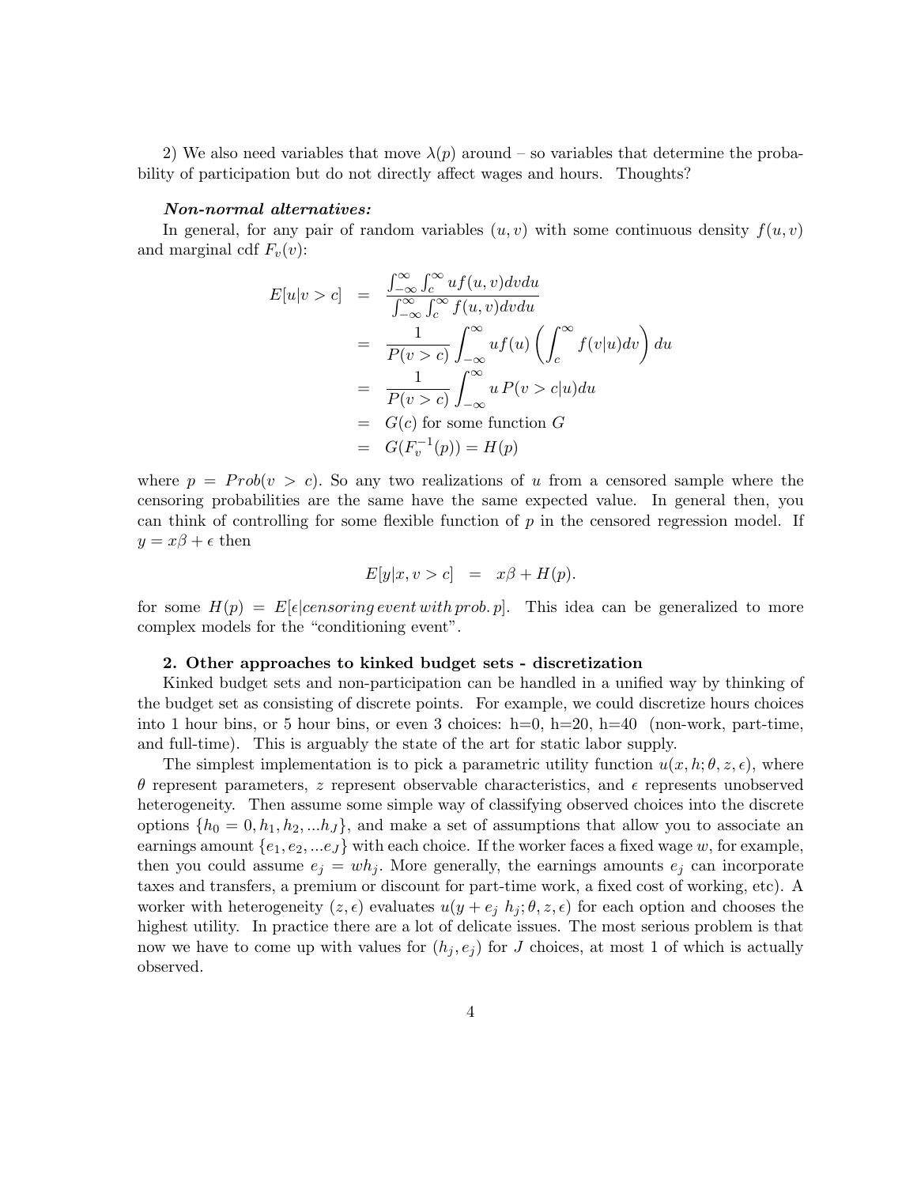2) We also need variables that move $\lambda(p)$ around – so variables that determine the probability of participation but do not directly affect wages and hours. Thoughts?

***Non-normal alternatives:***

In general, for any pair of random variables $(u, v)$ with some continuous density $f(u, v)$ and marginal cdf $F_v(v)$:

$$
\begin{aligned}
E[u|v > c] &= \frac{\int_{-\infty}^{\infty} \int_{c}^{\infty} u f(u, v) dv du}{\int_{-\infty}^{\infty} \int_{c}^{\infty} f(u, v) dv du} \\
&= \frac{1}{P(v > c)} \int_{-\infty}^{\infty} u f(u) \left( \int_{c}^{\infty} f(v|u) dv \right) du \\
&= \frac{1}{P(v > c)} \int_{-\infty}^{\infty} u \, P(v > c|u) du \\
&= G(c) \text{ for some function } G \\
&= G(F_v^{-1}(p)) = H(p)
\end{aligned}
$$

where $p = Prob(v > c)$. So any two realizations of $u$ from a censored sample where the censoring probabilities are the same have the same expected value. In general then, you can think of controlling for some flexible function of $p$ in the censored regression model. If $y = x\beta + \epsilon$ then

$$
E[y|x, v > c] = x\beta + H(p).
$$

for some $H(p) = E[\epsilon | censoring\, event\, with\, prob.\, p]$. This idea can be generalized to more complex models for the "conditioning event".

**2. Other approaches to kinked budget sets - discretization**

Kinked budget sets and non-participation can be handled in a unified way by thinking of the budget set as consisting of discrete points. For example, we could discretize hours choices into 1 hour bins, or 5 hour bins, or even 3 choices: h=0, h=20, h=40 (non-work, part-time, and full-time). This is arguably the state of the art for static labor supply.

The simplest implementation is to pick a parametric utility function $u(x, h; \theta, z, \epsilon)$, where $\theta$ represent parameters, $z$ represent observable characteristics, and $\epsilon$ represents unobserved heterogeneity. Then assume some simple way of classifying observed choices into the discrete options $\{h_0 = 0, h_1, h_2, ...h_J\}$, and make a set of assumptions that allow you to associate an earnings amount $\{e_1, e_2, ...e_J\}$ with each choice. If the worker faces a fixed wage $w$, for example, then you could assume $e_j = wh_j$. More generally, the earnings amounts $e_j$ can incorporate taxes and transfers, a premium or discount for part-time work, a fixed cost of working, etc). A worker with heterogeneity $(z, \epsilon)$ evaluates $u(y + e_j \; h_j; \theta, z, \epsilon)$ for each option and chooses the highest utility. In practice there are a lot of delicate issues. The most serious problem is that now we have to come up with values for $(h_j, e_j)$ for $J$ choices, at most 1 of which is actually observed.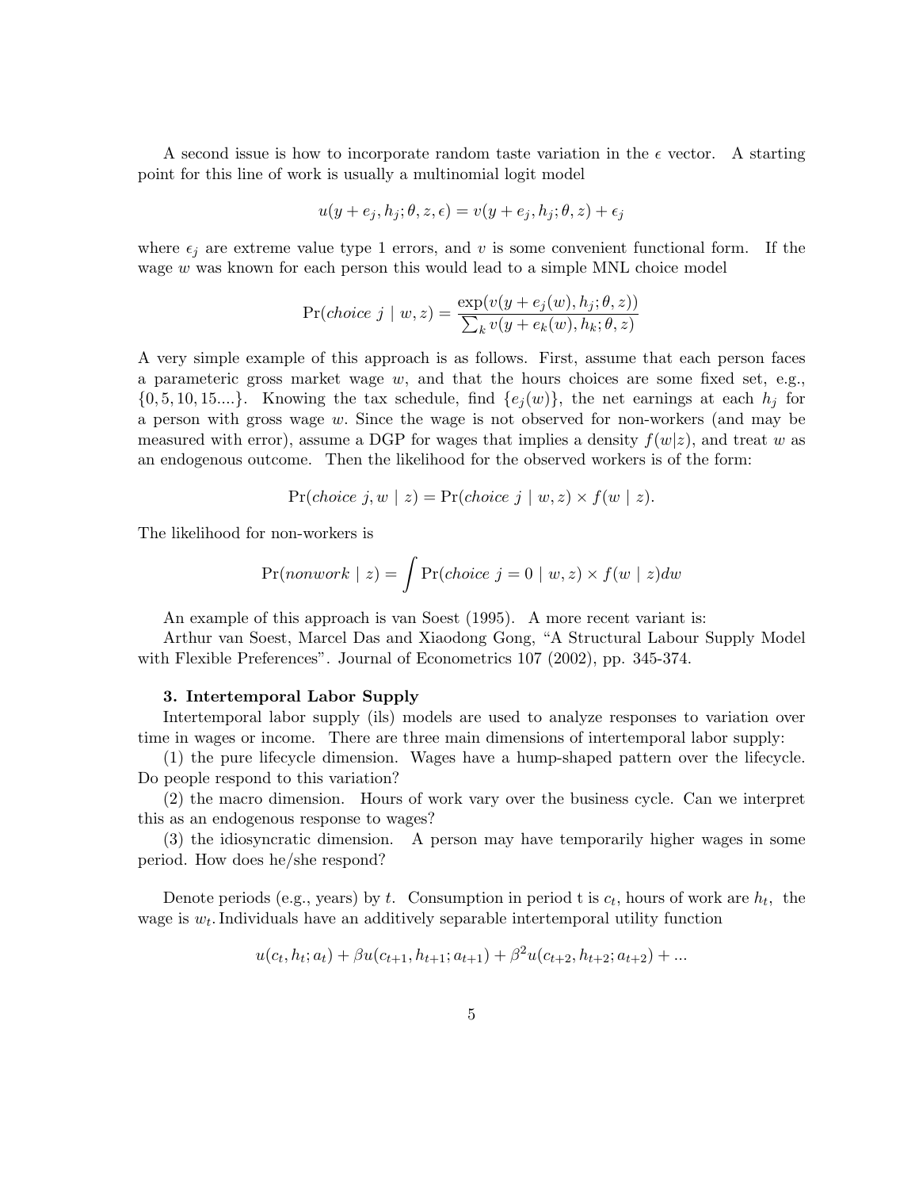A second issue is how to incorporate random taste variation in the $\epsilon$ vector. A starting point for this line of work is usually a multinomial logit model

$$u(y + e_j, h_j; \theta, z, \epsilon) = v(y + e_j, h_j; \theta, z) + \epsilon_j$$

where $\epsilon_j$ are extreme value type 1 errors, and $v$ is some convenient functional form. If the wage $w$ was known for each person this would lead to a simple MNL choice model

$$\Pr(\textit{choice } j \mid w, z) = \frac{\exp(v(y + e_j(w), h_j; \theta, z))}{\sum_k v(y + e_k(w), h_k; \theta, z)}$$

A very simple example of this approach is as follows. First, assume that each person faces a parameteric gross market wage $w$, and that the hours choices are some fixed set, e.g., $\{0, 5, 10, 15....\}$. Knowing the tax schedule, find $\{e_j(w)\}$, the net earnings at each $h_j$ for a person with gross wage $w$. Since the wage is not observed for non-workers (and may be measured with error), assume a DGP for wages that implies a density $f(w|z)$, and treat $w$ as an endogenous outcome. Then the likelihood for the observed workers is of the form:

$$\Pr(\textit{choice } j, w \mid z) = \Pr(\textit{choice } j \mid w, z) \times f(w \mid z).$$

The likelihood for non-workers is

$$\Pr(\textit{nonwork} \mid z) = \int \Pr(\textit{choice } j = 0 \mid w, z) \times f(w \mid z) dw$$

An example of this approach is van Soest (1995). A more recent variant is:
Arthur van Soest, Marcel Das and Xiaodong Gong, "A Structural Labour Supply Model with Flexible Preferences". Journal of Econometrics 107 (2002), pp. 345-374.

**3. Intertemporal Labor Supply**

Intertemporal labor supply (ils) models are used to analyze responses to variation over time in wages or income. There are three main dimensions of intertemporal labor supply:

(1) the pure lifecycle dimension. Wages have a hump-shaped pattern over the lifecycle. Do people respond to this variation?

(2) the macro dimension. Hours of work vary over the business cycle. Can we interpret this as an endogenous response to wages?

(3) the idiosyncratic dimension. A person may have temporarily higher wages in some period. How does he/she respond?

Denote periods (e.g., years) by $t$. Consumption in period t is $c_t$, hours of work are $h_t$, the wage is $w_t$. Individuals have an additively separable intertemporal utility function

$$u(c_t, h_t; a_t) + \beta u(c_{t+1}, h_{t+1}; a_{t+1}) + \beta^2 u(c_{t+2}, h_{t+2}; a_{t+2}) + ...$$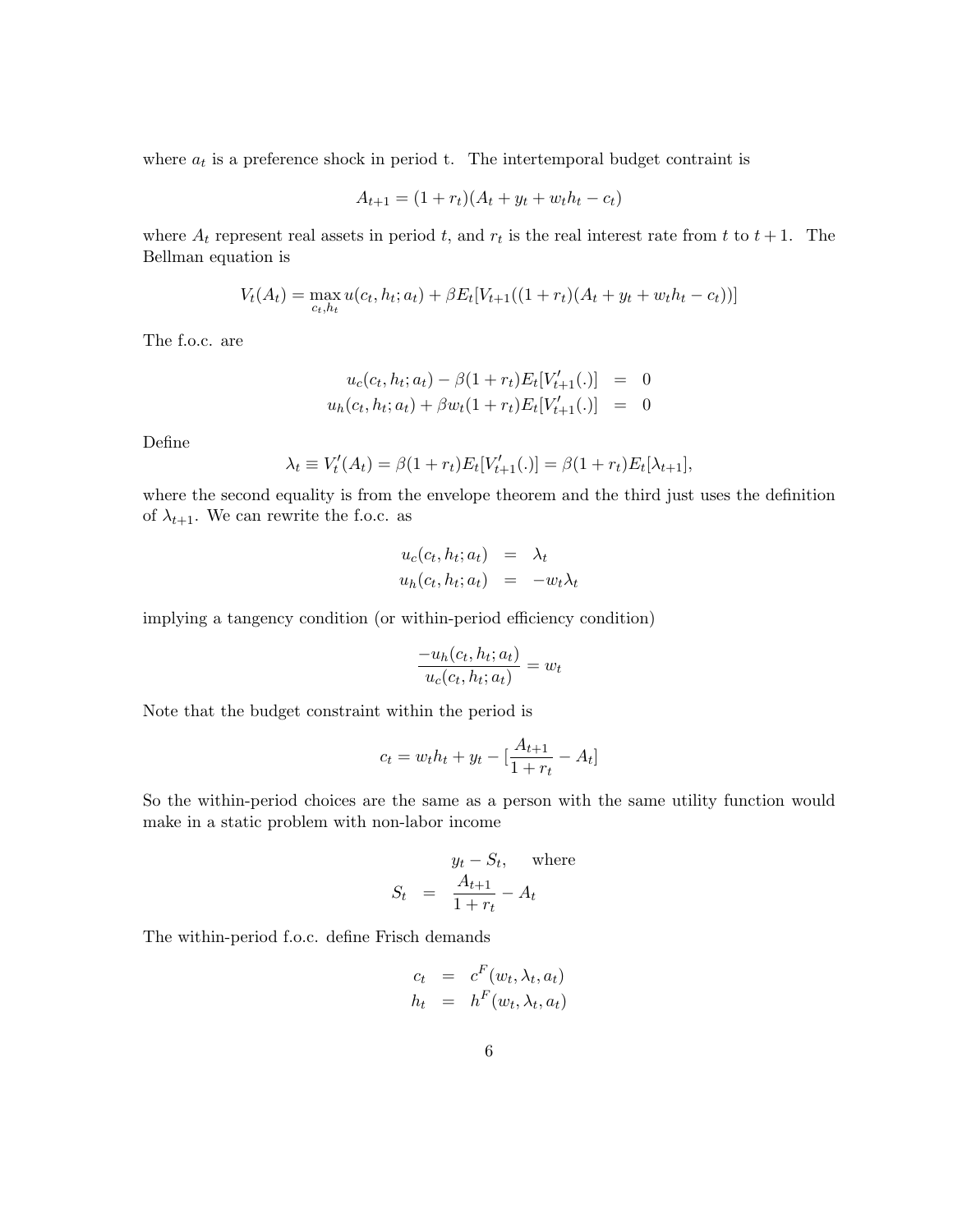where $a_t$ is a preference shock in period t. The intertemporal budget contraint is

$$A_{t+1} = (1 + r_t)(A_t + y_t + w_t h_t - c_t)$$

where $A_t$ represent real assets in period $t$, and $r_t$ is the real interest rate from $t$ to $t + 1$. The Bellman equation is

$$V_t(A_t) = \max_{c_t, h_t} u(c_t, h_t; a_t) + \beta E_t[V_{t+1}((1 + r_t)(A_t + y_t + w_t h_t - c_t))]$$

The f.o.c. are

$$\begin{aligned} u_c(c_t, h_t; a_t) - \beta(1 + r_t)E_t[V'_{t+1}(.)] &= 0 \\ u_h(c_t, h_t; a_t) + \beta w_t(1 + r_t)E_t[V'_{t+1}(.)] &= 0 \end{aligned}$$

Define

$$\lambda_t \equiv V'_t(A_t) = \beta(1 + r_t)E_t[V'_{t+1}(.)] = \beta(1 + r_t)E_t[\lambda_{t+1}],$$

where the second equality is from the envelope theorem and the third just uses the definition of $\lambda_{t+1}$. We can rewrite the f.o.c. as

$$\begin{aligned} u_c(c_t, h_t; a_t) &= \lambda_t \\ u_h(c_t, h_t; a_t) &= -w_t \lambda_t \end{aligned}$$

implying a tangency condition (or within-period efficiency condition)

$$\frac{-u_h(c_t, h_t; a_t)}{u_c(c_t, h_t; a_t)} = w_t$$

Note that the budget constraint within the period is

$$c_t = w_t h_t + y_t - [\frac{A_{t+1}}{1 + r_t} - A_t]$$

So the within-period choices are the same as a person with the same utility function would make in a static problem with non-labor income

$$\begin{aligned} &y_t - S_t, \quad \text{where} \\ S_t &= \frac{A_{t+1}}{1 + r_t} - A_t \end{aligned}$$

The within-period f.o.c. define Frisch demands

$$\begin{aligned} c_t &= c^F(w_t, \lambda_t, a_t) \\ h_t &= h^F(w_t, \lambda_t, a_t) \end{aligned}$$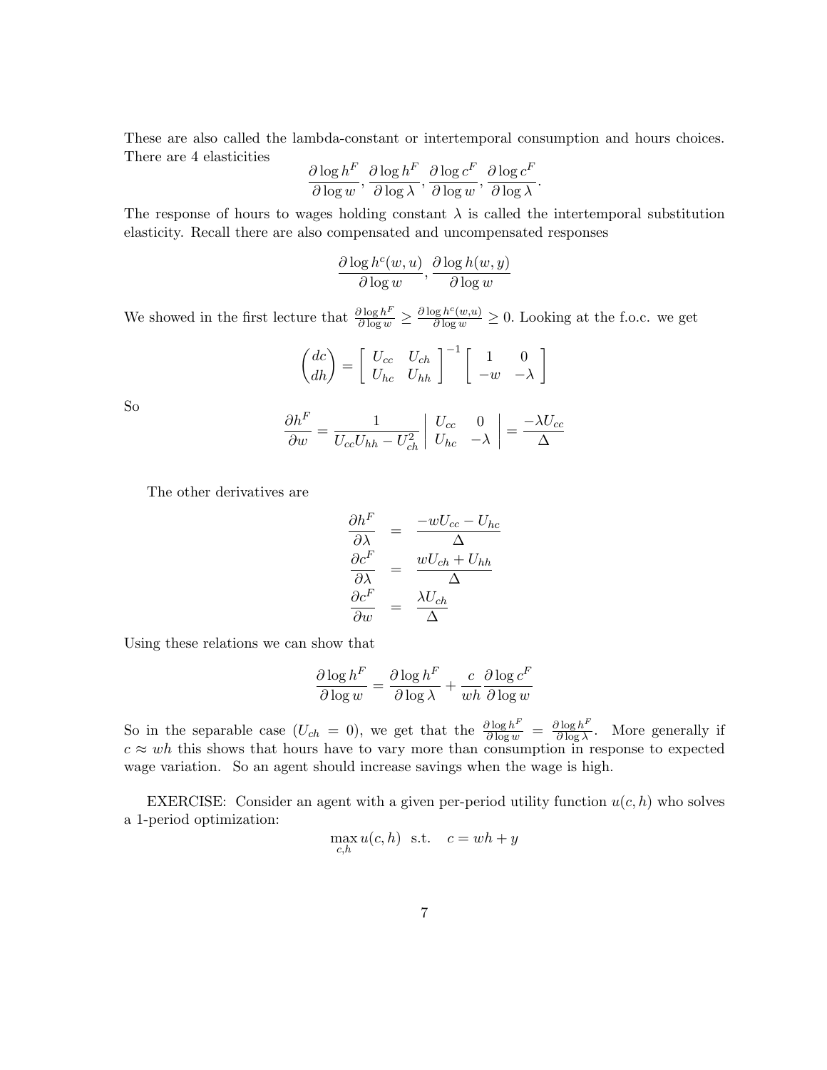These are also called the lambda-constant or intertemporal consumption and hours choices. There are 4 elasticities

$$\frac{\partial \log h^F}{\partial \log w}, \frac{\partial \log h^F}{\partial \log \lambda}, \frac{\partial \log c^F}{\partial \log w}, \frac{\partial \log c^F}{\partial \log \lambda}.$$

The response of hours to wages holding constant $\lambda$ is called the intertemporal substitution elasticity. Recall there are also compensated and uncompensated responses

$$\frac{\partial \log h^c(w,u)}{\partial \log w}, \frac{\partial \log h(w,y)}{\partial \log w}$$

We showed in the first lecture that $\frac{\partial \log h^F}{\partial \log w} \geq \frac{\partial \log h^c(w,u)}{\partial \log w} \geq 0$. Looking at the f.o.c. we get

$$\begin{pmatrix} dc \\ dh \end{pmatrix} = \begin{bmatrix} U_{cc} & U_{ch} \\ U_{hc} & U_{hh} \end{bmatrix}^{-1} \begin{bmatrix} 1 & 0 \\ -w & -\lambda \end{bmatrix}$$

So

$$\frac{\partial h^F}{\partial w} = \frac{1}{U_{cc}U_{hh} - U_{ch}^2} \begin{vmatrix} U_{cc} & 0 \\ U_{hc} & -\lambda \end{vmatrix} = \frac{-\lambda U_{cc}}{\Delta}$$

The other derivatives are

$$\begin{aligned} \frac{\partial h^F}{\partial \lambda} &= \frac{-wU_{cc} - U_{hc}}{\Delta} \\ \frac{\partial c^F}{\partial \lambda} &= \frac{wU_{ch} + U_{hh}}{\Delta} \\ \frac{\partial c^F}{\partial w} &= \frac{\lambda U_{ch}}{\Delta} \end{aligned}$$

Using these relations we can show that

$$\frac{\partial \log h^F}{\partial \log w} = \frac{\partial \log h^F}{\partial \log \lambda} + \frac{c}{wh}\frac{\partial \log c^F}{\partial \log w}$$

So in the separable case ($U_{ch} = 0$), we get that the $\frac{\partial \log h^F}{\partial \log w} = \frac{\partial \log h^F}{\partial \log \lambda}$. More generally if $c \approx wh$ this shows that hours have to vary more than consumption in response to expected wage variation. So an agent should increase savings when the wage is high.

EXERCISE: Consider an agent with a given per-period utility function $u(c,h)$ who solves a 1-period optimization:

$$\max_{c,h} u(c,h) \text{ s.t. } \quad c = wh + y$$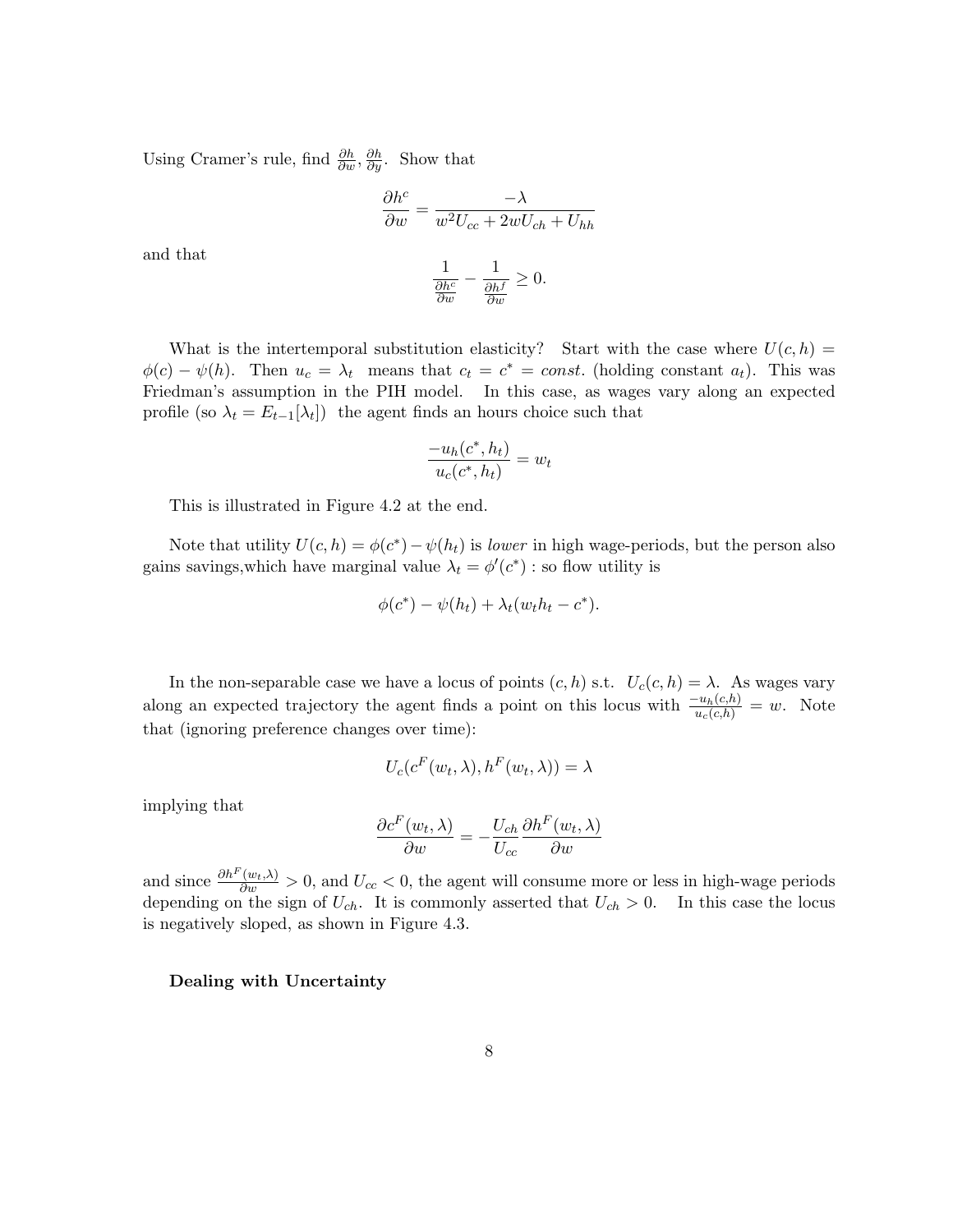Using Cramer's rule, find $\frac{\partial h}{\partial w}, \frac{\partial h}{\partial y}$. Show that

$$\frac{\partial h^c}{\partial w} = \frac{-\lambda}{w^2 U_{cc} + 2wU_{ch} + U_{hh}}$$

and that

$$\frac{1}{\frac{\partial h^c}{\partial w}} - \frac{1}{\frac{\partial h^f}{\partial w}} \geq 0.$$

What is the intertemporal substitution elasticity? Start with the case where $U(c,h) = \phi(c) - \psi(h)$. Then $u_c = \lambda_t$ means that $c_t = c^* = const.$ (holding constant $a_t$). This was Friedman's assumption in the PIH model. In this case, as wages vary along an expected profile (so $\lambda_t = E_{t-1}[\lambda_t]$) the agent finds an hours choice such that

$$\frac{-u_h(c^*, h_t)}{u_c(c^*, h_t)} = w_t$$

This is illustrated in Figure 4.2 at the end.

Note that utility $U(c,h) = \phi(c^*) - \psi(h_t)$ is *lower* in high wage-periods, but the person also gains savings,which have marginal value $\lambda_t = \phi'(c^*)$ : so flow utility is

$$\phi(c^*) - \psi(h_t) + \lambda_t(w_t h_t - c^*).$$

In the non-separable case we have a locus of points $(c,h)$ s.t. $U_c(c,h) = \lambda$. As wages vary along an expected trajectory the agent finds a point on this locus with $\frac{-u_h(c,h)}{u_c(c,h)} = w$. Note that (ignoring preference changes over time):

$$U_c(c^F(w_t, \lambda), h^F(w_t, \lambda)) = \lambda$$

implying that

$$\frac{\partial c^F(w_t, \lambda)}{\partial w} = -\frac{U_{ch}}{U_{cc}} \frac{\partial h^F(w_t, \lambda)}{\partial w}$$

and since $\frac{\partial h^F(w_t,\lambda)}{\partial w} > 0$, and $U_{cc} < 0$, the agent will consume more or less in high-wage periods depending on the sign of $U_{ch}$. It is commonly asserted that $U_{ch} > 0$. In this case the locus is negatively sloped, as shown in Figure 4.3.

**Dealing with Uncertainty**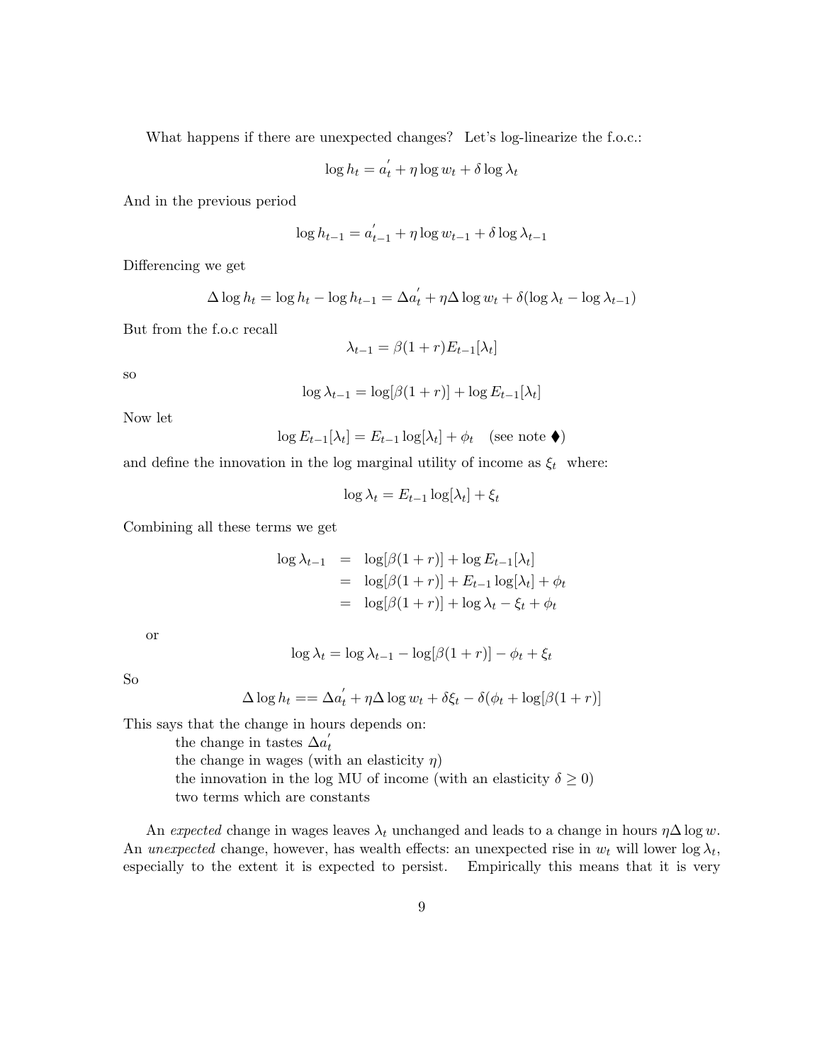What happens if there are unexpected changes? Let's log-linearize the f.o.c.:

$$\log h_t = a_t^{'} + \eta \log w_t + \delta \log \lambda_t$$

And in the previous period

$$\log h_{t-1} = a_{t-1}^{'} + \eta \log w_{t-1} + \delta \log \lambda_{t-1}$$

Differencing we get

$$\Delta \log h_t = \log h_t - \log h_{t-1} = \Delta a_t^{'} + \eta \Delta \log w_t + \delta(\log \lambda_t - \log \lambda_{t-1})$$

But from the f.o.c recall

$$\lambda_{t-1} = \beta(1+r)E_{t-1}[\lambda_t]$$

so

$$\log \lambda_{t-1} = \log[\beta(1+r)] + \log E_{t-1}[\lambda_t]$$

Now let

$$\log E_{t-1}[\lambda_t] = E_{t-1} \log[\lambda_t] + \phi_t \quad \text{(see note ♦)}$$

and define the innovation in the log marginal utility of income as $\xi_t$ where:

$$\log \lambda_t = E_{t-1} \log[\lambda_t] + \xi_t$$

Combining all these terms we get

$$\begin{aligned}
\log \lambda_{t-1} &= \log[\beta(1+r)] + \log E_{t-1}[\lambda_t] \\
&= \log[\beta(1+r)] + E_{t-1} \log[\lambda_t] + \phi_t \\
&= \log[\beta(1+r)] + \log \lambda_t - \xi_t + \phi_t
\end{aligned}$$

or

$$\log \lambda_t = \log \lambda_{t-1} - \log[\beta(1+r)] - \phi_t + \xi_t$$

So

$$\Delta \log h_t == \Delta a_t^{'} + \eta \Delta \log w_t + \delta \xi_t - \delta(\phi_t + \log[\beta(1+r)]$$

This says that the change in hours depends on:

- the change in tastes $\Delta a_t^{'}$
- the change in wages (with an elasticity $\eta$)
- the innovation in the log MU of income (with an elasticity $\delta \geq 0$)
- two terms which are constants

An *expected* change in wages leaves $\lambda_t$ unchanged and leads to a change in hours $\eta \Delta \log w$. An *unexpected* change, however, has wealth effects: an unexpected rise in $w_t$ will lower $\log \lambda_t$, especially to the extent it is expected to persist. Empirically this means that it is very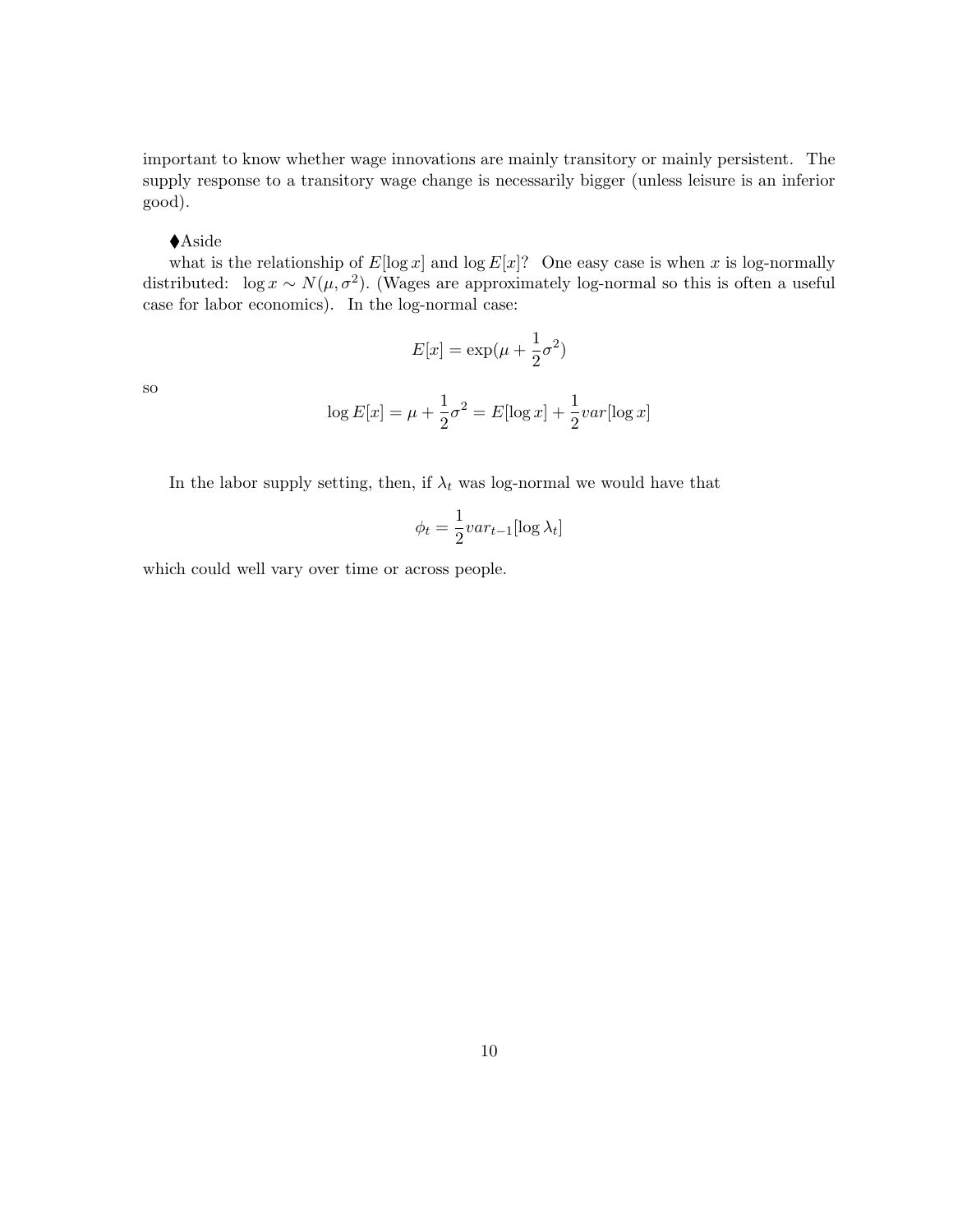important to know whether wage innovations are mainly transitory or mainly persistent. The supply response to a transitory wage change is necessarily bigger (unless leisure is an inferior good).

⧫Aside

what is the relationship of $E[\log x]$ and $\log E[x]$? One easy case is when $x$ is log-normally distributed: $\log x \sim N(\mu, \sigma^2)$. (Wages are approximately log-normal so this is often a useful case for labor economics). In the log-normal case:

$$E[x] = \exp(\mu + \frac{1}{2}\sigma^2)$$

so

$$\log E[x] = \mu + \frac{1}{2}\sigma^2 = E[\log x] + \frac{1}{2}var[\log x]$$

In the labor supply setting, then, if $\lambda_t$ was log-normal we would have that

$$\phi_t = \frac{1}{2}var_{t-1}[\log \lambda_t]$$

which could well vary over time or across people.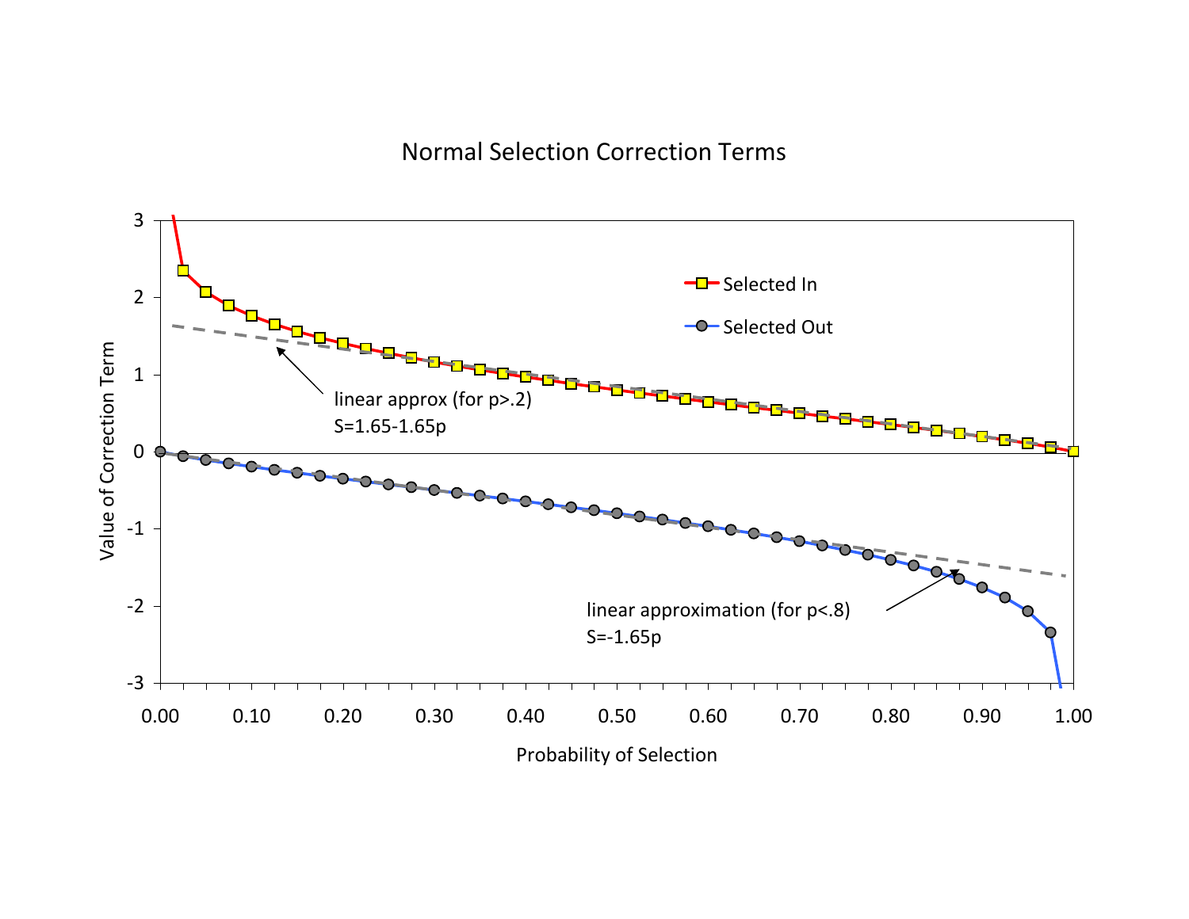# Normal Selection Correction Terms

Selected In

Selected Out

linear approx (for p>.2)
S=1.65-1.65p

linear approximation (for p<.8)
S=-1.65p

Value of Correction Term

Probability of Selection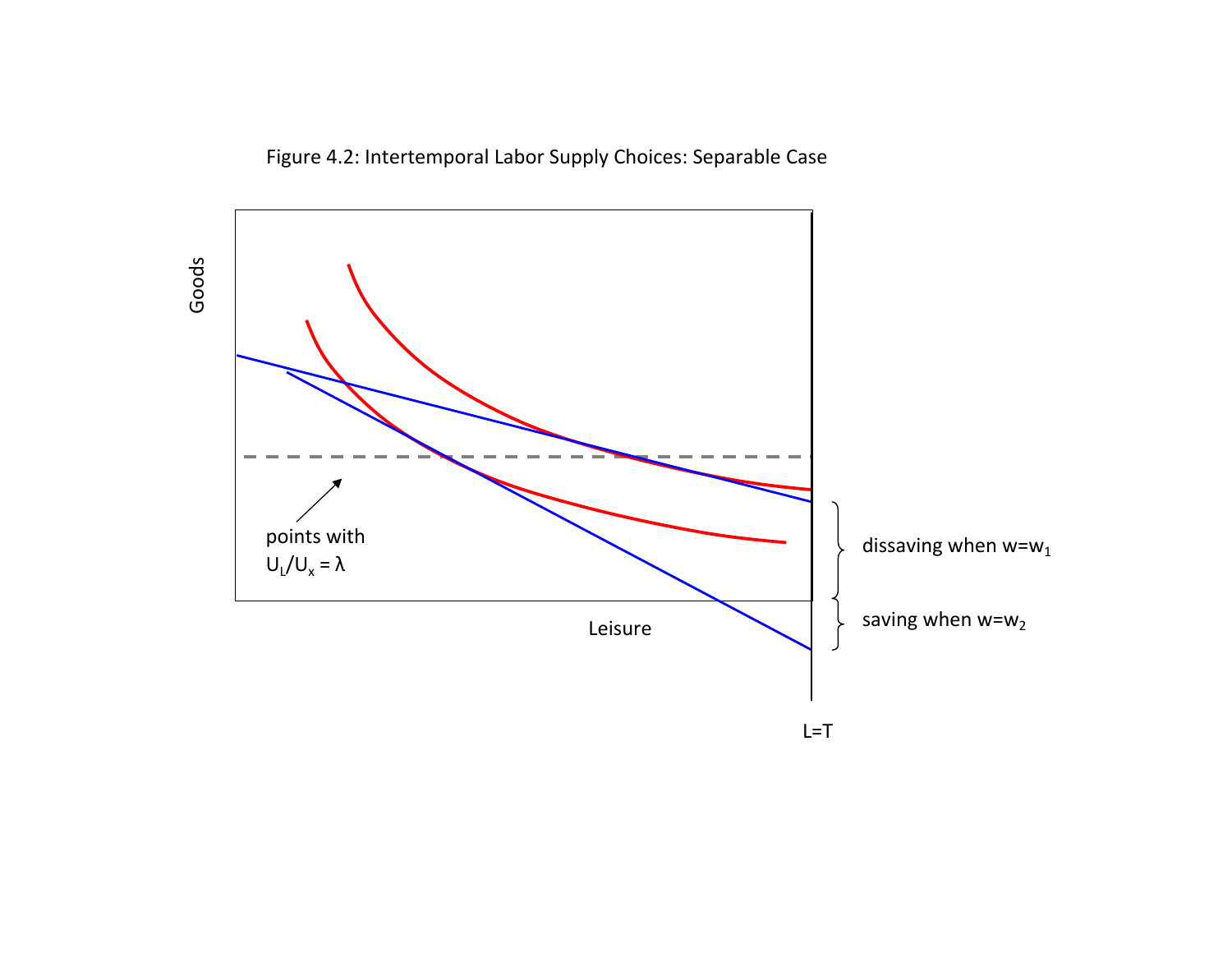Figure 4.2: Intertemporal Labor Supply Choices: Separable Case

Goods

points with $U_L/U_x = \lambda$

Leisure

dissaving when $w=w_1$

saving when $w=w_2$

$L=T$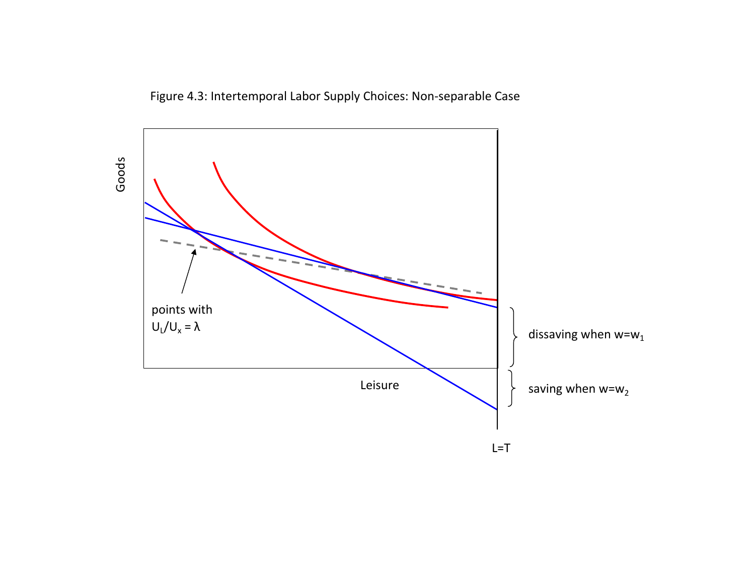Figure 4.3: Intertemporal Labor Supply Choices: Non-separable Case

Goods

points with
$U_L/U_x = \lambda$

dissaving when $w=w_1$

saving when $w=w_2$

Leisure

L=T